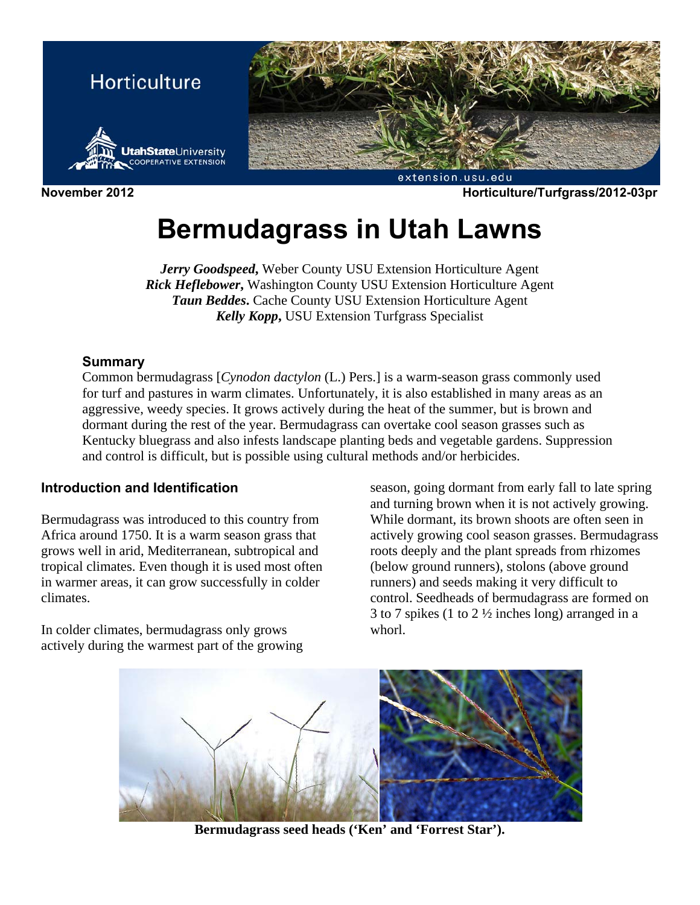November 2012 Horticulture/Turfgrass/2012-03pr

# Bermudagrass in Utah Lawns

***Jerry Goodspeed***, Weber County USU Extension Horticulture Agent
***Rick Heflebower***, Washington County USU Extension Horticulture Agent
***Taun Beddes***. Cache County USU Extension Horticulture Agent
***Kelly Kopp***, USU Extension Turfgrass Specialist

## Summary

Common bermudagrass [*Cynodon dactylon* (L.) Pers.] is a warm-season grass commonly used for turf and pastures in warm climates. Unfortunately, it is also established in many areas as an aggressive, weedy species. It grows actively during the heat of the summer, but is brown and dormant during the rest of the year. Bermudagrass can overtake cool season grasses such as Kentucky bluegrass and also infests landscape planting beds and vegetable gardens. Suppression and control is difficult, but is possible using cultural methods and/or herbicides.

## Introduction and Identification

Bermudagrass was introduced to this country from Africa around 1750. It is a warm season grass that grows well in arid, Mediterranean, subtropical and tropical climates. Even though it is used most often in warmer areas, it can grow successfully in colder climates.

In colder climates, bermudagrass only grows actively during the warmest part of the growing season, going dormant from early fall to late spring and turning brown when it is not actively growing. While dormant, its brown shoots are often seen in actively growing cool season grasses. Bermudagrass roots deeply and the plant spreads from rhizomes (below ground runners), stolons (above ground runners) and seeds making it very difficult to control. Seedheads of bermudagrass are formed on 3 to 7 spikes (1 to 2 ½ inches long) arranged in a whorl.

**Bermudagrass seed heads ('Ken' and 'Forrest Star').**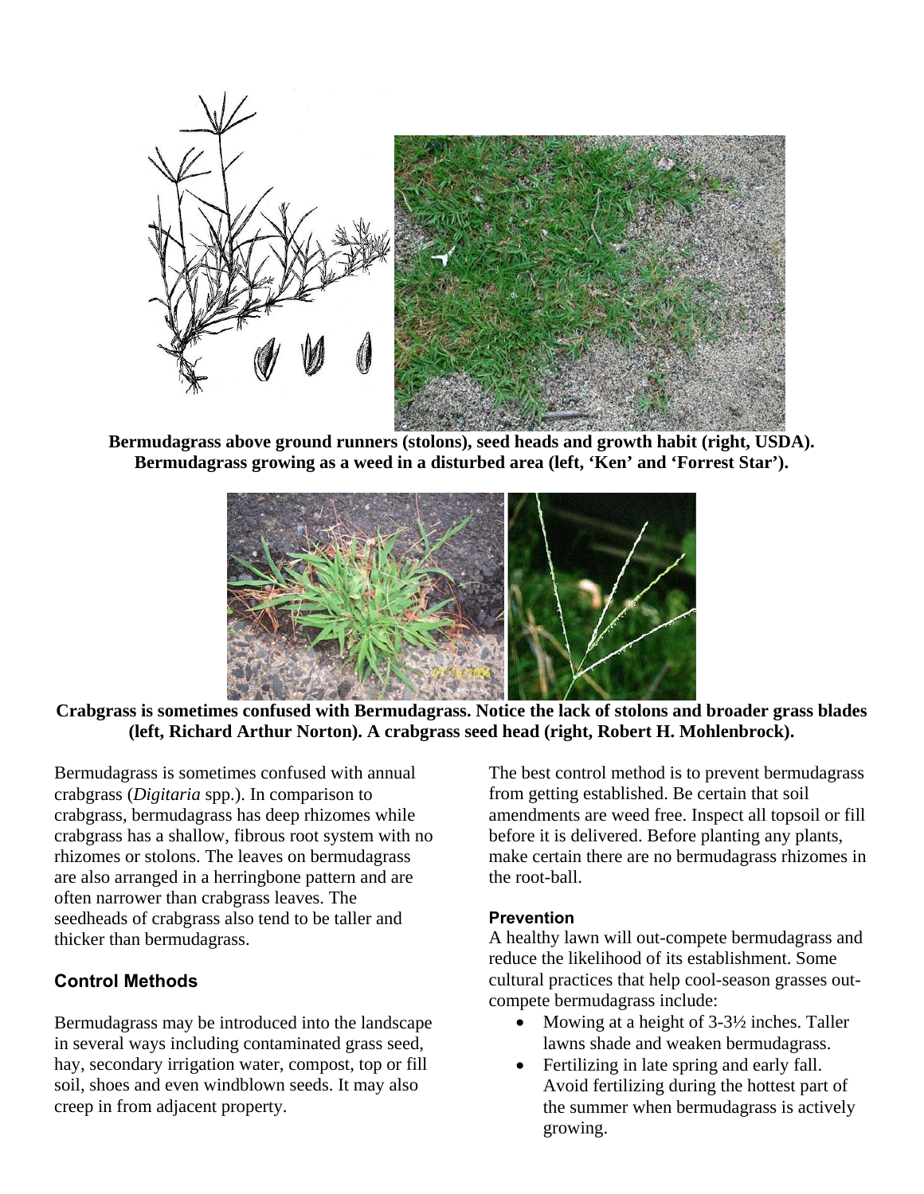**Bermudagrass above ground runners (stolons), seed heads and growth habit (right, USDA). Bermudagrass growing as a weed in a disturbed area (left, 'Ken' and 'Forrest Star').**

**Crabgrass is sometimes confused with Bermudagrass. Notice the lack of stolons and broader grass blades (left, Richard Arthur Norton). A crabgrass seed head (right, Robert H. Mohlenbrock).**

Bermudagrass is sometimes confused with annual crabgrass (*Digitaria* spp.). In comparison to crabgrass, bermudagrass has deep rhizomes while crabgrass has a shallow, fibrous root system with no rhizomes or stolons. The leaves on bermudagrass are also arranged in a herringbone pattern and are often narrower than crabgrass leaves. The seedheads of crabgrass also tend to be taller and thicker than bermudagrass.

## Control Methods

Bermudagrass may be introduced into the landscape in several ways including contaminated grass seed, hay, secondary irrigation water, compost, top or fill soil, shoes and even windblown seeds. It may also creep in from adjacent property.

The best control method is to prevent bermudagrass from getting established. Be certain that soil amendments are weed free. Inspect all topsoil or fill before it is delivered. Before planting any plants, make certain there are no bermudagrass rhizomes in the root-ball.

### Prevention

A healthy lawn will out-compete bermudagrass and reduce the likelihood of its establishment. Some cultural practices that help cool-season grasses out-compete bermudagrass include:

- Mowing at a height of 3-3½ inches. Taller lawns shade and weaken bermudagrass.
- Fertilizing in late spring and early fall. Avoid fertilizing during the hottest part of the summer when bermudagrass is actively growing.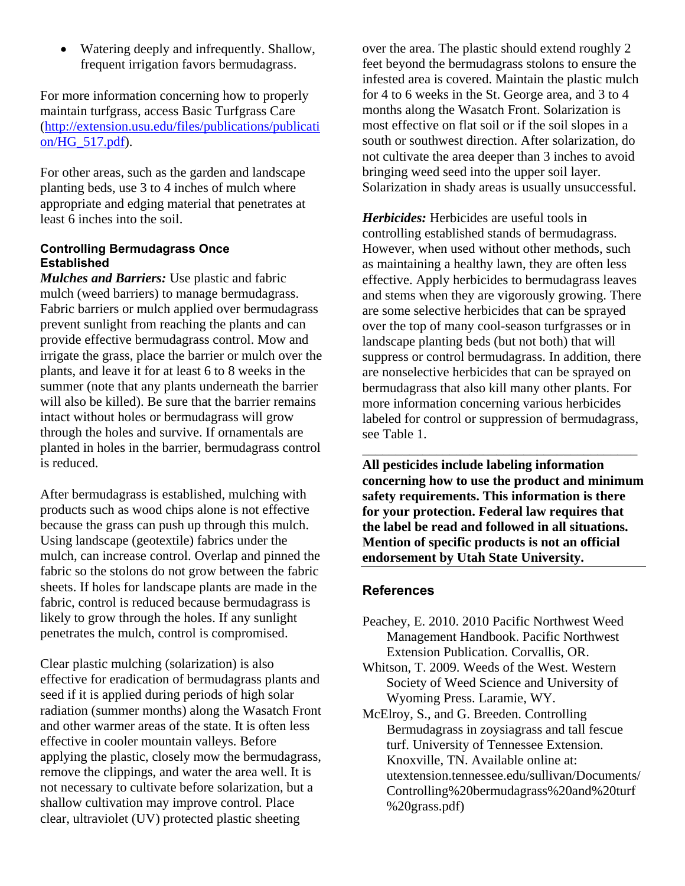- Watering deeply and infrequently. Shallow, frequent irrigation favors bermudagrass.

For more information concerning how to properly maintain turfgrass, access Basic Turfgrass Care (http://extension.usu.edu/files/publications/publication/HG_517.pdf).

For other areas, such as the garden and landscape planting beds, use 3 to 4 inches of mulch where appropriate and edging material that penetrates at least 6 inches into the soil.

### Controlling Bermudagrass Once Established

***Mulches and Barriers:*** Use plastic and fabric mulch (weed barriers) to manage bermudagrass. Fabric barriers or mulch applied over bermudagrass prevent sunlight from reaching the plants and can provide effective bermudagrass control. Mow and irrigate the grass, place the barrier or mulch over the plants, and leave it for at least 6 to 8 weeks in the summer (note that any plants underneath the barrier will also be killed). Be sure that the barrier remains intact without holes or bermudagrass will grow through the holes and survive. If ornamentals are planted in holes in the barrier, bermudagrass control is reduced.

After bermudagrass is established, mulching with products such as wood chips alone is not effective because the grass can push up through this mulch. Using landscape (geotextile) fabrics under the mulch, can increase control. Overlap and pinned the fabric so the stolons do not grow between the fabric sheets. If holes for landscape plants are made in the fabric, control is reduced because bermudagrass is likely to grow through the holes. If any sunlight penetrates the mulch, control is compromised.

Clear plastic mulching (solarization) is also effective for eradication of bermudagrass plants and seed if it is applied during periods of high solar radiation (summer months) along the Wasatch Front and other warmer areas of the state. It is often less effective in cooler mountain valleys. Before applying the plastic, closely mow the bermudagrass, remove the clippings, and water the area well. It is not necessary to cultivate before solarization, but a shallow cultivation may improve control. Place clear, ultraviolet (UV) protected plastic sheeting over the area. The plastic should extend roughly 2 feet beyond the bermudagrass stolons to ensure the infested area is covered. Maintain the plastic mulch for 4 to 6 weeks in the St. George area, and 3 to 4 months along the Wasatch Front. Solarization is most effective on flat soil or if the soil slopes in a south or southwest direction. After solarization, do not cultivate the area deeper than 3 inches to avoid bringing weed seed into the upper soil layer. Solarization in shady areas is usually unsuccessful.

***Herbicides:*** Herbicides are useful tools in controlling established stands of bermudagrass. However, when used without other methods, such as maintaining a healthy lawn, they are often less effective. Apply herbicides to bermudagrass leaves and stems when they are vigorously growing. There are some selective herbicides that can be sprayed over the top of many cool-season turfgrasses or in landscape planting beds (but not both) that will suppress or control bermudagrass. In addition, there are nonselective herbicides that can be sprayed on bermudagrass that also kill many other plants. For more information concerning various herbicides labeled for control or suppression of bermudagrass, see Table 1.

---

**All pesticides include labeling information concerning how to use the product and minimum safety requirements. This information is there for your protection. Federal law requires that the label be read and followed in all situations. Mention of specific products is not an official endorsement by Utah State University.**

---

### References

Peachey, E. 2010. 2010 Pacific Northwest Weed Management Handbook. Pacific Northwest Extension Publication. Corvallis, OR.

Whitson, T. 2009. Weeds of the West. Western Society of Weed Science and University of Wyoming Press. Laramie, WY.

McElroy, S., and G. Breeden. Controlling Bermudagrass in zoysiagrass and tall fescue turf. University of Tennessee Extension. Knoxville, TN. Available online at: utextension.tennessee.edu/sullivan/Documents/Controlling%20bermudagrass%20and%20turf%20grass.pdf)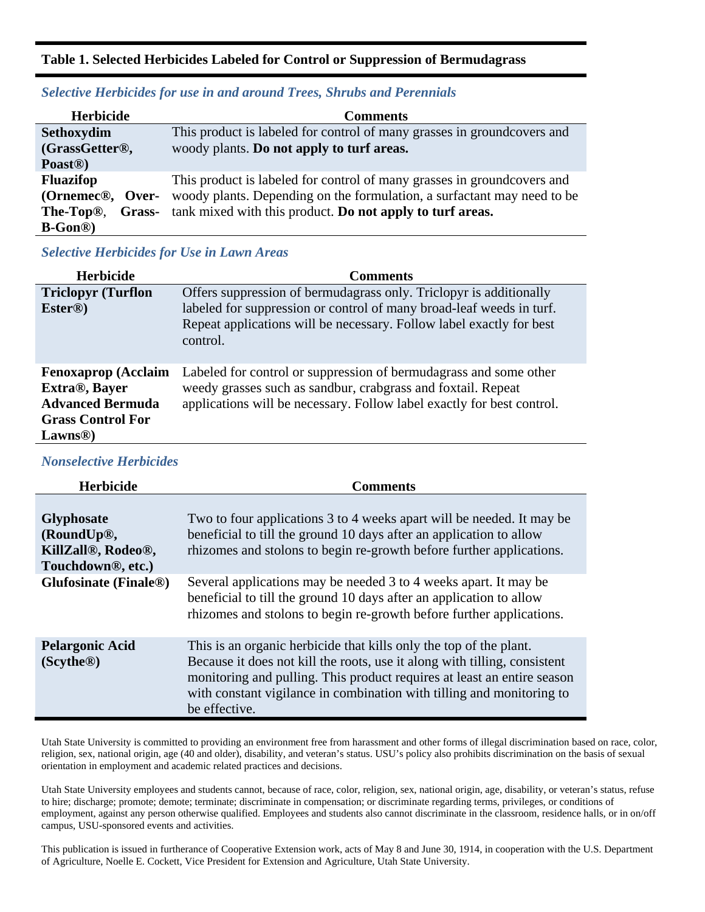**Table 1. Selected Herbicides Labeled for Control or Suppression of Bermudagrass**

*Selective Herbicides for use in and around Trees, Shrubs and Perennials*

| Herbicide | Comments |
| --- | --- |
| **Sethoxydim (GrassGetter®, Poast®)** | This product is labeled for control of many grasses in groundcovers and woody plants. **Do not apply to turf areas.** |
| **Fluazifop (Ornemec®, Over-The-Top®, Grass-B-Gon®)** | This product is labeled for control of many grasses in groundcovers and woody plants. Depending on the formulation, a surfactant may need to be tank mixed with this product. **Do not apply to turf areas.** |

*Selective Herbicides for Use in Lawn Areas*

| Herbicide | Comments |
| --- | --- |
| **Triclopyr (Turflon Ester®)** | Offers suppression of bermudagrass only. Triclopyr is additionally labeled for suppression or control of many broad-leaf weeds in turf. Repeat applications will be necessary. Follow label exactly for best control. |
| **Fenoxaprop (Acclaim Extra®, Bayer Advanced Bermuda Grass Control For Lawns®)** | Labeled for control or suppression of bermudagrass and some other weedy grasses such as sandbur, crabgrass and foxtail. Repeat applications will be necessary. Follow label exactly for best control. |

*Nonselective Herbicides*

| Herbicide | Comments |
| --- | --- |
| **Glyphosate (RoundUp®, KillZall®, Rodeo®, Touchdown®, etc.)** | Two to four applications 3 to 4 weeks apart will be needed. It may be beneficial to till the ground 10 days after an application to allow rhizomes and stolons to begin re-growth before further applications. |
| **Glufosinate (Finale®)** | Several applications may be needed 3 to 4 weeks apart. It may be beneficial to till the ground 10 days after an application to allow rhizomes and stolons to begin re-growth before further applications. |
| **Pelargonic Acid (Scythe®)** | This is an organic herbicide that kills only the top of the plant. Because it does not kill the roots, use it along with tilling, consistent monitoring and pulling. This product requires at least an entire season with constant vigilance in combination with tilling and monitoring to be effective. |

Utah State University is committed to providing an environment free from harassment and other forms of illegal discrimination based on race, color, religion, sex, national origin, age (40 and older), disability, and veteran's status. USU's policy also prohibits discrimination on the basis of sexual orientation in employment and academic related practices and decisions.

Utah State University employees and students cannot, because of race, color, religion, sex, national origin, age, disability, or veteran's status, refuse to hire; discharge; promote; demote; terminate; discriminate in compensation; or discriminate regarding terms, privileges, or conditions of employment, against any person otherwise qualified. Employees and students also cannot discriminate in the classroom, residence halls, or in on/off campus, USU-sponsored events and activities.

This publication is issued in furtherance of Cooperative Extension work, acts of May 8 and June 30, 1914, in cooperation with the U.S. Department of Agriculture, Noelle E. Cockett, Vice President for Extension and Agriculture, Utah State University.